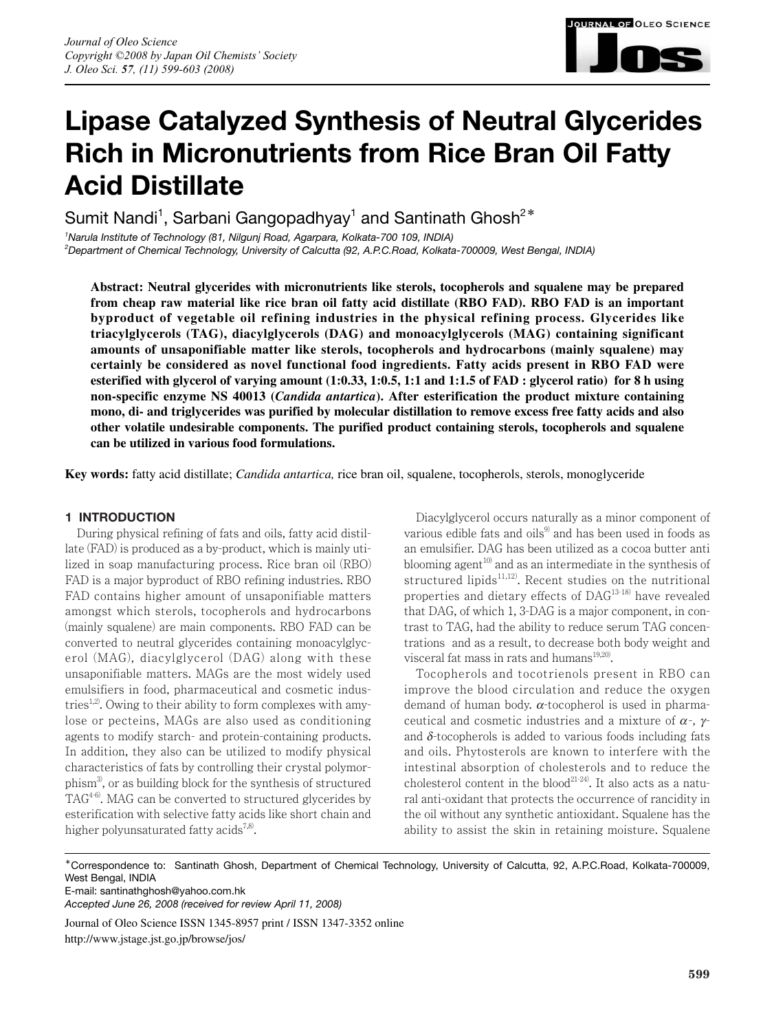# Lipase Catalyzed Synthesis of Neutral Glycerides Rich in Micronutrients from Rice Bran Oil Fatty Acid Distillate

Sumit Nandi[1], Sarbani Gangopadhyay[1] and Santinath Ghosh[2*]

[1] *Narula Institute of Technology (81, Nilgunj Road, Agarpara, Kolkata-700 109, INDIA)*
[2] *Department of Chemical Technology, University of Calcutta (92, A.P.C.Road, Kolkata-700009, West Bengal, INDIA)*

**Abstract: Neutral glycerides with micronutrients like sterols, tocopherols and squalene may be prepared from cheap raw material like rice bran oil fatty acid distillate (RBO FAD). RBO FAD is an important byproduct of vegetable oil refining industries in the physical refining process. Glycerides like triacylglycerols (TAG), diacylglycerols (DAG) and monoacylglycerols (MAG) containing significant amounts of unsaponifiable matter like sterols, tocopherols and hydrocarbons (mainly squalene) may certainly be considered as novel functional food ingredients. Fatty acids present in RBO FAD were esterified with glycerol of varying amount (1:0.33, 1:0.5, 1:1 and 1:1.5 of FAD : glycerol ratio) for 8 h using non-specific enzyme NS 40013 (*Candida antartica*). After esterification the product mixture containing mono, di- and triglycerides was purified by molecular distillation to remove excess free fatty acids and also other volatile undesirable components. The purified product containing sterols, tocopherols and squalene can be utilized in various food formulations.**

**Key words:** fatty acid distillate; *Candida antartica,* rice bran oil, squalene, tocopherols, sterols, monoglyceride

## 1 INTRODUCTION

During physical refining of fats and oils, fatty acid distillate (FAD) is produced as a by-product, which is mainly utilized in soap manufacturing process. Rice bran oil (RBO) FAD is a major byproduct of RBO refining industries. RBO FAD contains higher amount of unsaponifiable matters amongst which sterols, tocopherols and hydrocarbons (mainly squalene) are main components. RBO FAD can be converted to neutral glycerides containing monoacylglycerol (MAG), diacylglycerol (DAG) along with these unsaponifiable matters. MAGs are the most widely used emulsifiers in food, pharmaceutical and cosmetic industries[1,2]. Owing to their ability to form complexes with amylose or pecteins, MAGs are also used as conditioning agents to modify starch- and protein-containing products. In addition, they also can be utilized to modify physical characteristics of fats by controlling their crystal polymorphism[3], or as building block for the synthesis of structured TAG[4-6]. MAG can be converted to structured glycerides by esterification with selective fatty acids like short chain and higher polyunsaturated fatty acids[7,8].

Diacylglycerol occurs naturally as a minor component of various edible fats and oils[9] and has been used in foods as an emulsifier. DAG has been utilized as a cocoa butter anti blooming agent[10] and as an intermediate in the synthesis of structured lipids[11,12]. Recent studies on the nutritional properties and dietary effects of DAG[13-18] have revealed that DAG, of which 1, 3-DAG is a major component, in contrast to TAG, had the ability to reduce serum TAG concentrations and as a result, to decrease both body weight and visceral fat mass in rats and humans[19,20].

Tocopherols and tocotrienols present in RBO can improve the blood circulation and reduce the oxygen demand of human body. $\alpha$-tocopherol is used in pharmaceutical and cosmetic industries and a mixture of $\alpha$-, $\gamma$- and $\delta$-tocopherols is added to various foods including fats and oils. Phytosterols are known to interfere with the intestinal absorption of cholesterols and to reduce the cholesterol content in the blood[21-24]. It also acts as a natural anti-oxidant that protects the occurrence of rancidity in the oil without any synthetic antioxidant. Squalene has the ability to assist the skin in retaining moisture. Squalene

*Correspondence to: Santinath Ghosh, Department of Chemical Technology, University of Calcutta, 92, A.P.C.Road, Kolkata-700009, West Bengal, INDIA
E-mail: santinathghosh@yahoo.com.hk
*Accepted June 26, 2008 (received for review April 11, 2008)*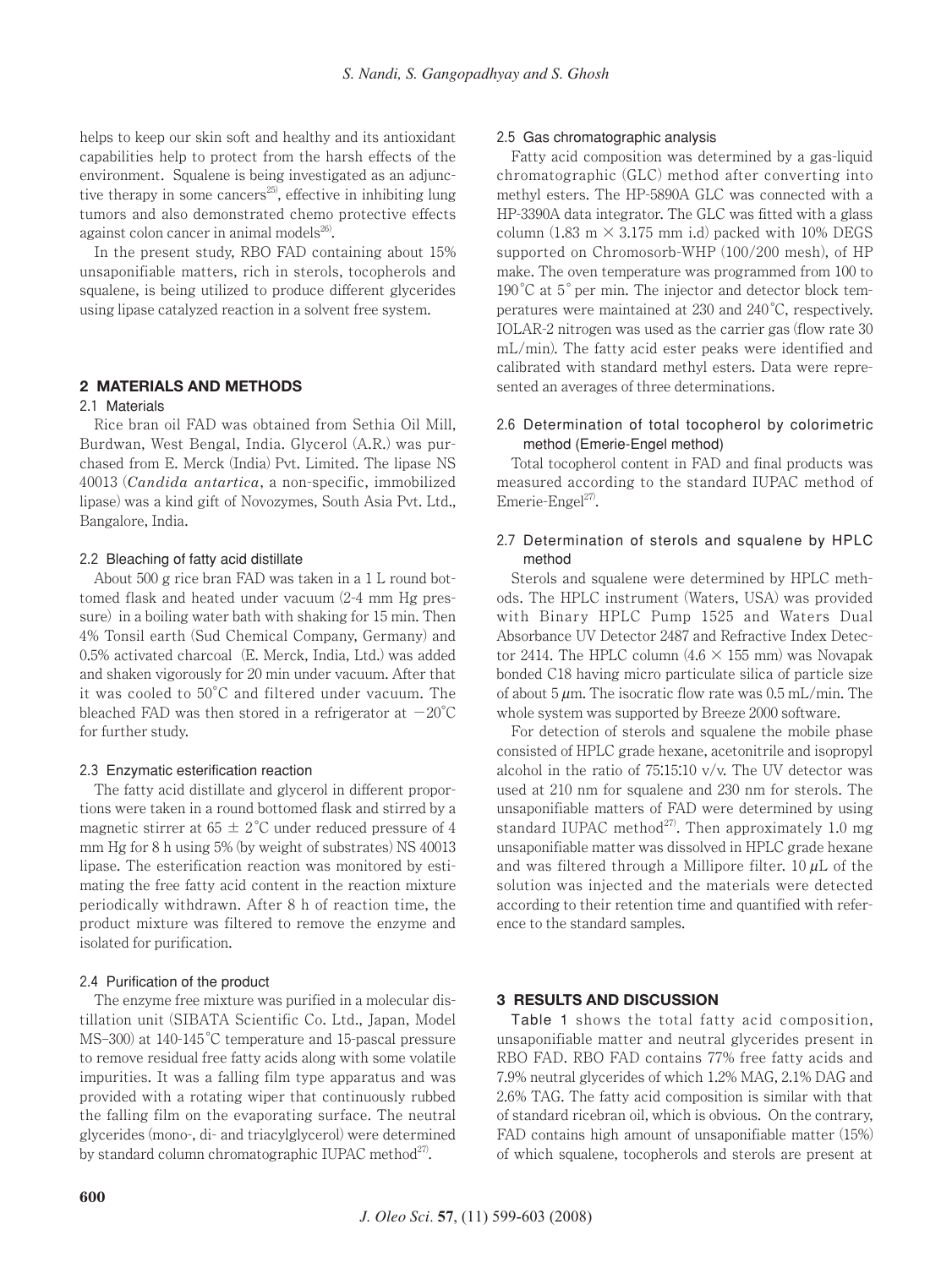helps to keep our skin soft and healthy and its antioxidant capabilities help to protect from the harsh effects of the environment. Squalene is being investigated as an adjunctive therapy in some cancers[25], effective in inhibiting lung tumors and also demonstrated chemo protective effects against colon cancer in animal models[26].

In the present study, RBO FAD containing about 15% unsaponifiable matters, rich in sterols, tocopherols and squalene, is being utilized to produce different glycerides using lipase catalyzed reaction in a solvent free system.

## 2 MATERIALS AND METHODS

### 2.1 Materials

Rice bran oil FAD was obtained from Sethia Oil Mill, Burdwan, West Bengal, India. Glycerol (A.R.) was purchased from E. Merck (India) Pvt. Limited. The lipase NS 40013 (*Candida antartica*, a non-specific, immobilized lipase) was a kind gift of Novozymes, South Asia Pvt. Ltd., Bangalore, India.

### 2.2 Bleaching of fatty acid distillate

About 500 g rice bran FAD was taken in a 1 L round bottomed flask and heated under vacuum (2-4 mm Hg pressure) in a boiling water bath with shaking for 15 min. Then 4% Tonsil earth (Sud Chemical Company, Germany) and 0.5% activated charcoal (E. Merck, India, Ltd.) was added and shaken vigorously for 20 min under vacuum. After that it was cooled to 50°C and filtered under vacuum. The bleached FAD was then stored in a refrigerator at $-20$°C for further study.

### 2.3 Enzymatic esterification reaction

The fatty acid distillate and glycerol in different proportions were taken in a round bottomed flask and stirred by a magnetic stirrer at $65 \pm 2$°C under reduced pressure of 4 mm Hg for 8 h using 5% (by weight of substrates) NS 40013 lipase. The esterification reaction was monitored by estimating the free fatty acid content in the reaction mixture periodically withdrawn. After 8 h of reaction time, the product mixture was filtered to remove the enzyme and isolated for purification.

### 2.4 Purification of the product

The enzyme free mixture was purified in a molecular distillation unit (SIBATA Scientific Co. Ltd., Japan, Model MS–300) at 140-145°C temperature and 15-pascal pressure to remove residual free fatty acids along with some volatile impurities. It was a falling film type apparatus and was provided with a rotating wiper that continuously rubbed the falling film on the evaporating surface. The neutral glycerides (mono-, di- and triacylglycerol) were determined by standard column chromatographic IUPAC method[27].

### 2.5 Gas chromatographic analysis

Fatty acid composition was determined by a gas-liquid chromatographic (GLC) method after converting into methyl esters. The HP-5890A GLC was connected with a HP-3390A data integrator. The GLC was fitted with a glass column (1.83 m × 3.175 mm i.d) packed with 10% DEGS supported on Chromosorb-WHP (100/200 mesh), of HP make. The oven temperature was programmed from 100 to 190°C at 5° per min. The injector and detector block temperatures were maintained at 230 and 240°C, respectively. IOLAR-2 nitrogen was used as the carrier gas (flow rate 30 mL/min). The fatty acid ester peaks were identified and calibrated with standard methyl esters. Data were represented an averages of three determinations.

### 2.6 Determination of total tocopherol by colorimetric method (Emerie-Engel method)

Total tocopherol content in FAD and final products was measured according to the standard IUPAC method of Emerie-Engel[27].

### 2.7 Determination of sterols and squalene by HPLC method

Sterols and squalene were determined by HPLC methods. The HPLC instrument (Waters, USA) was provided with Binary HPLC Pump 1525 and Waters Dual Absorbance UV Detector 2487 and Refractive Index Detector 2414. The HPLC column (4.6 × 155 mm) was Novapak bonded C18 having micro particulate silica of particle size of about 5 $\mu$m. The isocratic flow rate was 0.5 mL/min. The whole system was supported by Breeze 2000 software.

For detection of sterols and squalene the mobile phase consisted of HPLC grade hexane, acetonitrile and isopropyl alcohol in the ratio of 75:15:10 v/v. The UV detector was used at 210 nm for squalene and 230 nm for sterols. The unsaponifiable matters of FAD were determined by using standard IUPAC method[27]. Then approximately 1.0 mg unsaponifiable matter was dissolved in HPLC grade hexane and was filtered through a Millipore filter. 10 $\mu$L of the solution was injected and the materials were detected according to their retention time and quantified with reference to the standard samples.

## 3 RESULTS AND DISCUSSION

Table 1 shows the total fatty acid composition, unsaponifiable matter and neutral glycerides present in RBO FAD. RBO FAD contains 77% free fatty acids and 7.9% neutral glycerides of which 1.2% MAG, 2.1% DAG and 2.6% TAG. The fatty acid composition is similar with that of standard ricebran oil, which is obvious. On the contrary, FAD contains high amount of unsaponifiable matter (15%) of which squalene, tocopherols and sterols are present at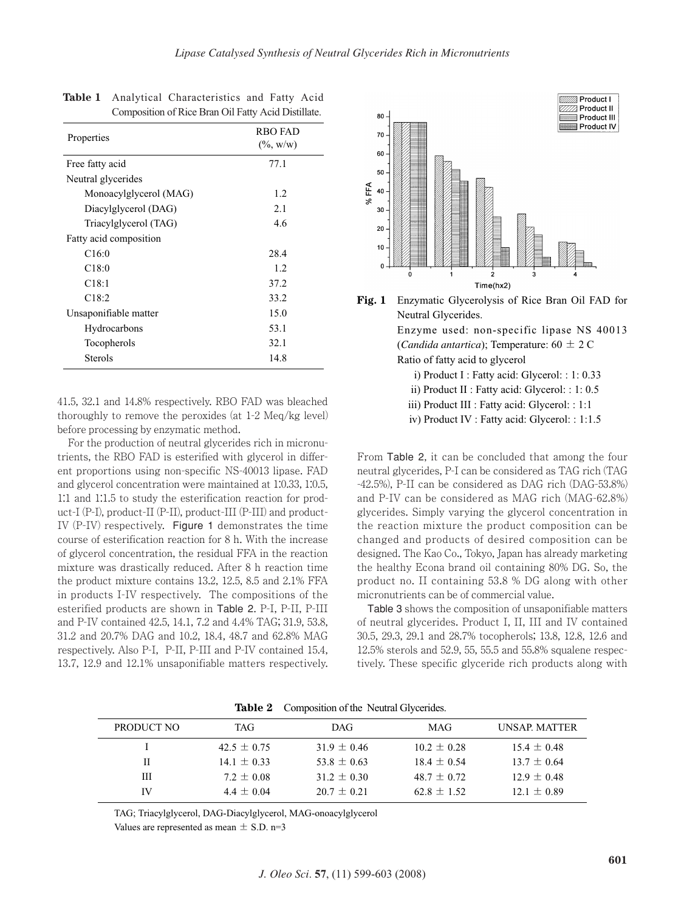**Table 1** Analytical Characteristics and Fatty Acid Composition of Rice Bran Oil Fatty Acid Distillate.

| Properties | RBO FAD (%, w/w) |
|---|---|
| Free fatty acid | 77.1 |
| Neutral glycerides | |
| Monoacylglycerol (MAG) | 1.2 |
| Diacylglycerol (DAG) | 2.1 |
| Triacylglycerol (TAG) | 4.6 |
| Fatty acid composition | |
| C16:0 | 28.4 |
| C18:0 | 1.2 |
| C18:1 | 37.2 |
| C18:2 | 33.2 |
| Unsaponifiable matter | 15.0 |
| Hydrocarbons | 53.1 |
| Tocopherols | 32.1 |
| Sterols | 14.8 |

41.5, 32.1 and 14.8% respectively. RBO FAD was bleached thoroughly to remove the peroxides (at 1-2 Meq/kg level) before processing by enzymatic method.

For the production of neutral glycerides rich in micronutrients, the RBO FAD is esterified with glycerol in different proportions using non-specific NS-40013 lipase. FAD and glycerol concentration were maintained at 1:0.33, 1:0.5, 1:1 and 1:1.5 to study the esterification reaction for product-I (P-I), product-II (P-II), product-III (P-III) and product-IV (P-IV) respectively. Figure 1 demonstrates the time course of esterification reaction for 8 h. With the increase of glycerol concentration, the residual FFA in the reaction mixture was drastically reduced. After 8 h reaction time the product mixture contains 13.2, 12.5, 8.5 and 2.1% FFA in products I-IV respectively. The compositions of the esterified products are shown in Table 2. P-I, P-II, P-III and P-IV contained 42.5, 14.1, 7.2 and 4.4% TAG; 31.9, 53.8, 31.2 and 20.7% DAG and 10.2, 18.4, 48.7 and 62.8% MAG respectively. Also P-I, P-II, P-III and P-IV contained 15.4, 13.7, 12.9 and 12.1% unsaponifiable matters respectively.

**Fig. 1** Enzymatic Glycerolysis of Rice Bran Oil FAD for Neutral Glycerides.
Enzyme used: non-specific lipase NS 40013 (*Candida antartica*); Temperature: 60 ± 2 C
Ratio of fatty acid to glycerol
i) Product I : Fatty acid: Glycerol: : 1: 0.33
ii) Product II : Fatty acid: Glycerol: : 1: 0.5
iii) Product III : Fatty acid: Glycerol: : 1:1
iv) Product IV : Fatty acid: Glycerol: : 1:1.5

From Table 2, it can be concluded that among the four neutral glycerides, P-I can be considered as TAG rich (TAG -42.5%), P-II can be considered as DAG rich (DAG-53.8%) and P-IV can be considered as MAG rich (MAG-62.8%) glycerides. Simply varying the glycerol concentration in the reaction mixture the product composition can be changed and products of desired composition can be designed. The Kao Co., Tokyo, Japan has already marketing the healthy Econa brand oil containing 80% DG. So, the product no. II containing 53.8 % DG along with other micronutrients can be of commercial value.

Table 3 shows the composition of unsaponifiable matters of neutral glycerides. Product I, II, III and IV contained 30.5, 29.3, 29.1 and 28.7% tocopherols; 13.8, 12.8, 12.6 and 12.5% sterols and 52.9, 55, 55.5 and 55.8% squalene respectively. These specific glyceride rich products along with

**Table 2** Composition of the Neutral Glycerides.

| PRODUCT NO | TAG | DAG | MAG | UNSAP. MATTER |
|---|---|---|---|---|
| I | 42.5 ± 0.75 | 31.9 ± 0.46 | 10.2 ± 0.28 | 15.4 ± 0.48 |
| II | 14.1 ± 0.33 | 53.8 ± 0.63 | 18.4 ± 0.54 | 13.7 ± 0.64 |
| III | 7.2 ± 0.08 | 31.2 ± 0.30 | 48.7 ± 0.72 | 12.9 ± 0.48 |
| IV | 4.4 ± 0.04 | 20.7 ± 0.21 | 62.8 ± 1.52 | 12.1 ± 0.89 |

TAG; Triacylglycerol, DAG-Diacylglycerol, MAG-onoacylglycerol
Values are represented as mean ± S.D. n=3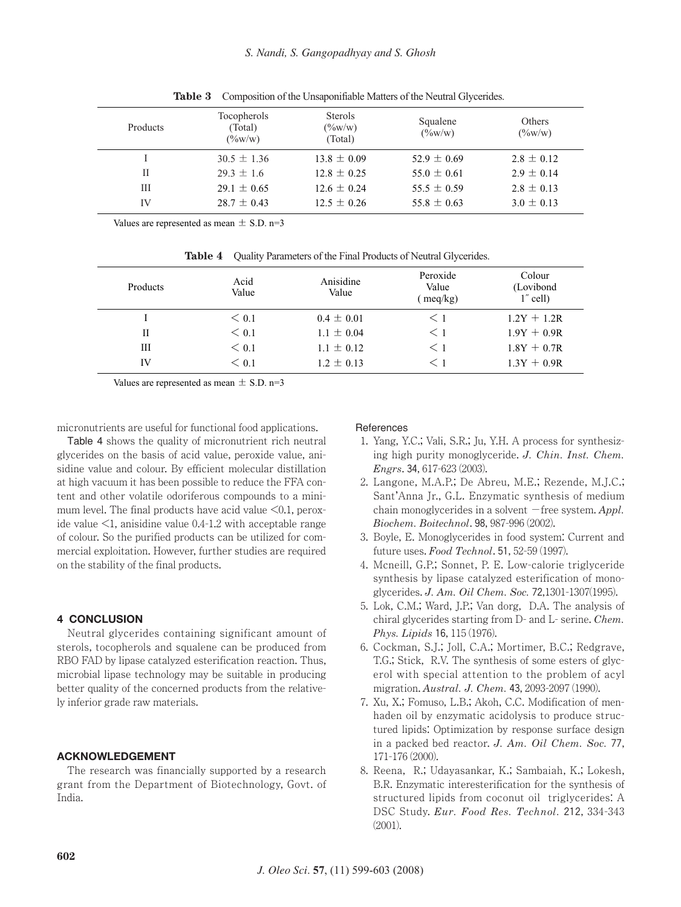**Table 3** Composition of the Unsaponifiable Matters of the Neutral Glycerides.

| Products | Tocopherols (Total) (%w/w) | Sterols (%w/w) (Total) | Squalene (%w/w) | Others (%w/w) |
|---|---|---|---|---|
| I | 30.5 ± 1.36 | 13.8 ± 0.09 | 52.9 ± 0.69 | 2.8 ± 0.12 |
| II | 29.3 ± 1.6 | 12.8 ± 0.25 | 55.0 ± 0.61 | 2.9 ± 0.14 |
| III | 29.1 ± 0.65 | 12.6 ± 0.24 | 55.5 ± 0.59 | 2.8 ± 0.13 |
| IV | 28.7 ± 0.43 | 12.5 ± 0.26 | 55.8 ± 0.63 | 3.0 ± 0.13 |

Values are represented as mean ± S.D. n=3

**Table 4** Quality Parameters of the Final Products of Neutral Glycerides.

| Products | Acid Value | Anisidine Value | Peroxide Value (meq/kg) | Colour (Lovibond 1″ cell) |
|---|---|---|---|---|
| I | < 0.1 | 0.4 ± 0.01 | < 1 | 1.2Y + 1.2R |
| II | < 0.1 | 1.1 ± 0.04 | < 1 | 1.9Y + 0.9R |
| III | < 0.1 | 1.1 ± 0.12 | < 1 | 1.8Y + 0.7R |
| IV | < 0.1 | 1.2 ± 0.13 | < 1 | 1.3Y + 0.9R |

Values are represented as mean ± S.D. n=3

micronutrients are useful for functional food applications.

Table 4 shows the quality of micronutrient rich neutral glycerides on the basis of acid value, peroxide value, anisidine value and colour. By efficient molecular distillation at high vacuum it has been possible to reduce the FFA content and other volatile odoriferous compounds to a minimum level. The final products have acid value <0.1, peroxide value <1, anisidine value 0.4-1.2 with acceptable range of colour. So the purified products can be utilized for commercial exploitation. However, further studies are required on the stability of the final products.

## 4 CONCLUSION

Neutral glycerides containing significant amount of sterols, tocopherols and squalene can be produced from RBO FAD by lipase catalyzed esterification reaction. Thus, microbial lipase technology may be suitable in producing better quality of the concerned products from the relatively inferior grade raw materials.

## ACKNOWLEDGEMENT

The research was financially supported by a research grant from the Department of Biotechnology, Govt. of India.

## References

1. Yang, Y.C.; Vali, S.R.; Ju, Y.H. A process for synthesizing high purity monoglyceride. *J. Chin. Inst. Chem. Engrs*. 34, 617-623 (2003).
2. Langone, M.A.P.; De Abreu, M.E.; Rezende, M.J.C.; Sant'Anna Jr., G.L. Enzymatic synthesis of medium chain monoglycerides in a solvent −free system. *Appl. Biochem. Boitechnol*. 98, 987-996 (2002).
3. Boyle, E. Monoglycerides in food system: Current and future uses. *Food Technol*. 51, 52-59 (1997).
4. Mcneill, G.P.; Sonnet, P. E. Low-calorie triglyceride synthesis by lipase catalyzed esterification of monoglycerides. *J. Am. Oil Chem. Soc.* 72,1301-1307(1995).
5. Lok, C.M.; Ward, J.P.; Van dorg, D.A. The analysis of chiral glycerides starting from D- and L- serine. *Chem. Phys. Lipids* 16, 115 (1976).
6. Cockman, S.J.; Joll, C.A.; Mortimer, B.C.; Redgrave, T.G.; Stick, R.V. The synthesis of some esters of glycerol with special attention to the problem of acyl migration. *Austral. J. Chem.* 43, 2093-2097 (1990).
7. Xu, X.; Fomuso, L.B.; Akoh, C.C. Modification of menhaden oil by enzymatic acidolysis to produce structured lipids: Optimization by response surface design in a packed bed reactor. *J. Am. Oil Chem. Soc.* 77, 171-176 (2000).
8. Reena, R.; Udayasankar, K.; Sambaiah, K.; Lokesh, B.R. Enzymatic interesterification for the synthesis of structured lipids from coconut oil triglycerides: A DSC Study. *Eur. Food Res. Technol*. 212, 334-343 (2001).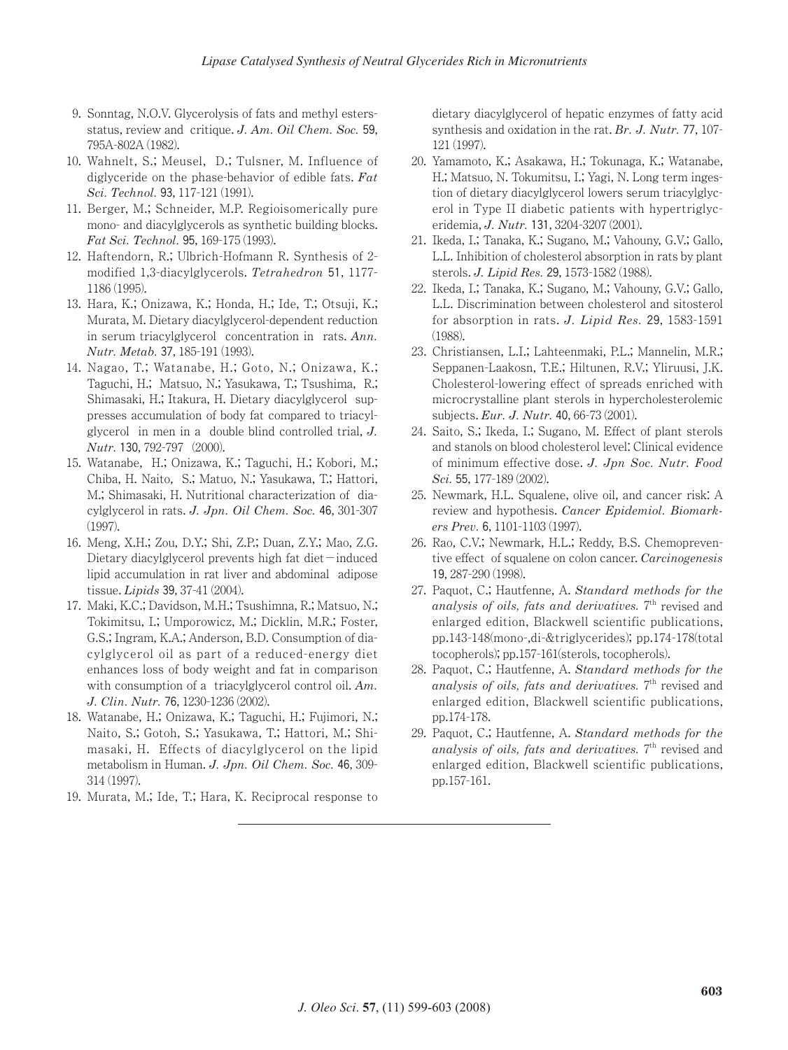9. Sonntag, N.O.V. Glycerolysis of fats and methyl esters-status, review and critique. *J. Am. Oil Chem. Soc.* **59**, 795A-802A (1982).
10. Wahnelt, S.; Meusel, D.; Tulsner, M. Influence of diglyceride on the phase-behavior of edible fats. *Fat Sci. Technol.* **93**, 117-121 (1991).
11. Berger, M.; Schneider, M.P. Regioisomerically pure mono- and diacylglycerols as synthetic building blocks. *Fat Sci. Technol.* **95**, 169-175 (1993).
12. Haftendorn, R.; Ulbrich-Hofmann R. Synthesis of 2-modified 1,3-diacylglycerols. *Tetrahedron* **51**, 1177-1186 (1995).
13. Hara, K.; Onizawa, K.; Honda, H.; Ide, T.; Otsuji, K.; Murata, M. Dietary diacylglycerol-dependent reduction in serum triacylglycerol concentration in rats. *Ann. Nutr. Metab.* **37**, 185-191 (1993).
14. Nagao, T.; Watanabe, H.; Goto, N.; Onizawa, K.; Taguchi, H.; Matsuo, N.; Yasukawa, T.; Tsushima, R.; Shimasaki, H.; Itakura, H. Dietary diacylglycerol suppresses accumulation of body fat compared to triacylglycerol in men in a double blind controlled trial, *J. Nutr.* **130**, 792-797 (2000).
15. Watanabe, H.; Onizawa, K.; Taguchi, H.; Kobori, M.; Chiba, H. Naito, S.; Matuo, N.; Yasukawa, T.; Hattori, M.; Shimasaki, H. Nutritional characterization of diacylglycerol in rats. *J. Jpn. Oil Chem. Soc.* **46**, 301-307 (1997).
16. Meng, X.H.; Zou, D.Y.; Shi, Z.P.; Duan, Z.Y.; Mao, Z.G. Dietary diacylglycerol prevents high fat diet－induced lipid accumulation in rat liver and abdominal adipose tissue. *Lipids* **39**, 37-41 (2004).
17. Maki, K.C.; Davidson, M.H.; Tsushimna, R.; Matsuo, N.; Tokimitsu, I.; Umporowicz, M.; Dicklin, M.R.; Foster, G.S.; Ingram, K.A.; Anderson, B.D. Consumption of diacylglycerol oil as part of a reduced-energy diet enhances loss of body weight and fat in comparison with consumption of a triacylglycerol control oil. *Am. J. Clin. Nutr.* **76**, 1230-1236 (2002).
18. Watanabe, H.; Onizawa, K.; Taguchi, H.; Fujimori, N.; Naito, S.; Gotoh, S.; Yasukawa, T.; Hattori, M.; Shimasaki, H. Effects of diacylglycerol on the lipid metabolism in Human. *J. Jpn. Oil Chem. Soc.* **46**, 309-314 (1997).
19. Murata, M.; Ide, T.; Hara, K. Reciprocal response to dietary diacylglycerol of hepatic enzymes of fatty acid synthesis and oxidation in the rat. *Br. J. Nutr.* **77**, 107-121 (1997).
20. Yamamoto, K.; Asakawa, H.; Tokunaga, K.; Watanabe, H.; Matsuo, N. Tokumitsu, I.; Yagi, N. Long term ingestion of dietary diacylglycerol lowers serum triacylglycerol in Type II diabetic patients with hypertriglyceridemia, *J. Nutr.* **131**, 3204-3207 (2001).
21. Ikeda, I.; Tanaka, K.; Sugano, M.; Vahouny, G.V.; Gallo, L.L. Inhibition of cholesterol absorption in rats by plant sterols. *J. Lipid Res.* **29**, 1573-1582 (1988).
22. Ikeda, I.; Tanaka, K.; Sugano, M.; Vahouny, G.V.; Gallo, L.L. Discrimination between cholesterol and sitosterol for absorption in rats. *J. Lipid Res.* **29**, 1583-1591 (1988).
23. Christiansen, L.I.; Lahteenmaki, P.L.; Mannelin, M.R.; Seppanen-Laakosn, T.E.; Hiltunen, R.V.; Yliruusi, J.K. Cholesterol-lowering effect of spreads enriched with microcrystalline plant sterols in hypercholesterolemic subjects. *Eur. J. Nutr.* **40**, 66-73 (2001).
24. Saito, S.; Ikeda, I.; Sugano, M. Effect of plant sterols and stanols on blood cholesterol level: Clinical evidence of minimum effective dose. *J. Jpn Soc. Nutr. Food Sci.* **55**, 177-189 (2002).
25. Newmark, H.L. Squalene, olive oil, and cancer risk: A review and hypothesis. *Cancer Epidemiol. Biomarkers Prev.* **6**, 1101-1103 (1997).
26. Rao, C.V.; Newmark, H.L.; Reddy, B.S. Chemopreventive effect of squalene on colon cancer. *Carcinogenesis* **19**, 287-290 (1998).
27. Paquot, C.; Hautfenne, A. *Standard methods for the analysis of oils, fats and derivatives.* 7th revised and enlarged edition, Blackwell scientific publications, pp.143-148(mono-,di-&triglycerides); pp.174-178(total tocopherols); pp.157-161(sterols, tocopherols).
28. Paquot, C.; Hautfenne, A. *Standard methods for the analysis of oils, fats and derivatives.* 7th revised and enlarged edition, Blackwell scientific publications, pp.174-178.
29. Paquot, C.; Hautfenne, A. *Standard methods for the analysis of oils, fats and derivatives.* 7th revised and enlarged edition, Blackwell scientific publications, pp.157-161.